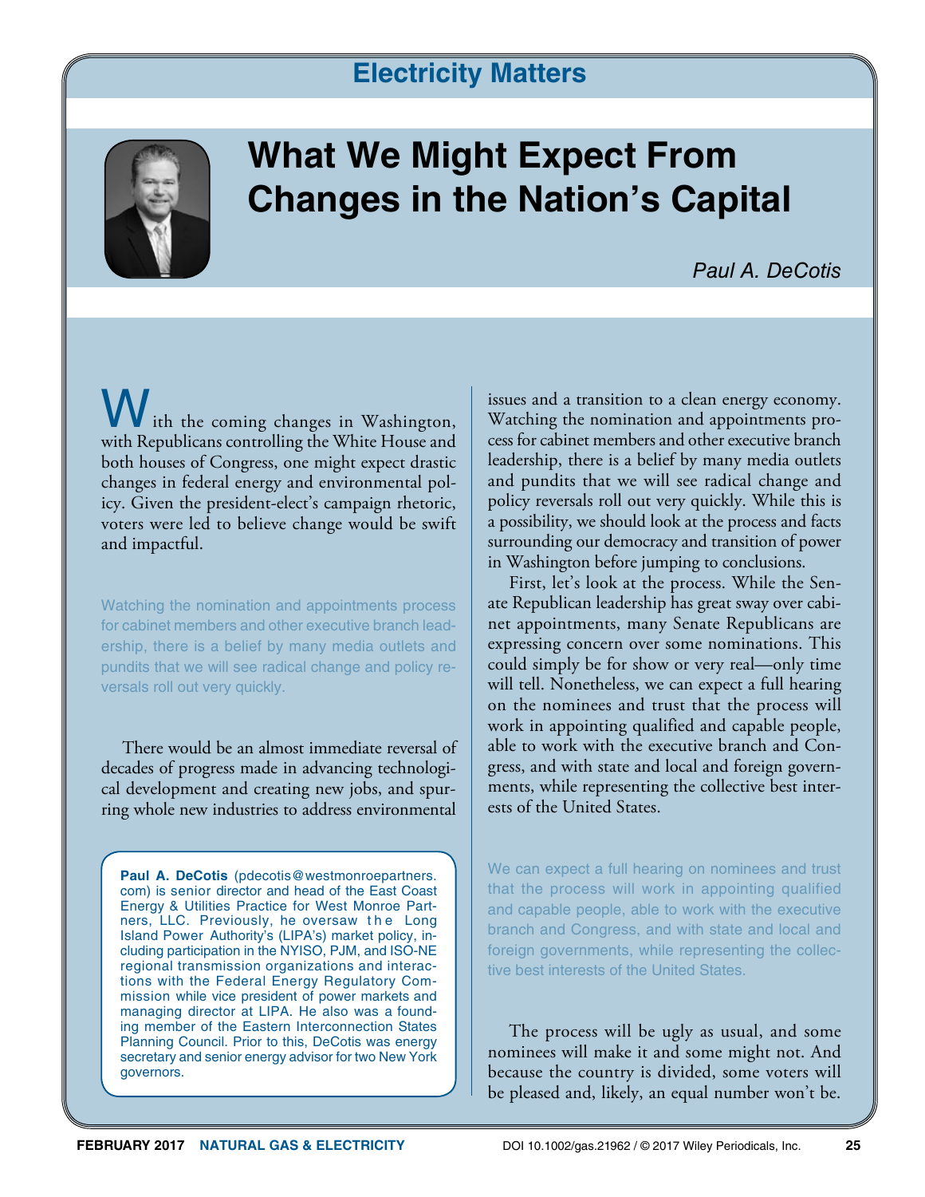Electricity Matters

# What We Might Expect From Changes in the Nation's Capital

*Paul A. DeCotis*

With the coming changes in Washington, with Republicans controlling the White House and both houses of Congress, one might expect drastic changes in federal energy and environmental policy. Given the president-elect's campaign rhetoric, voters were led to believe change would be swift and impactful.

> Watching the nomination and appointments process for cabinet members and other executive branch leadership, there is a belief by many media outlets and pundits that we will see radical change and policy reversals roll out very quickly.

There would be an almost immediate reversal of decades of progress made in advancing technological development and creating new jobs, and spurring whole new industries to address environmental issues and a transition to a clean energy economy. Watching the nomination and appointments process for cabinet members and other executive branch leadership, there is a belief by many media outlets and pundits that we will see radical change and policy reversals roll out very quickly. While this is a possibility, we should look at the process and facts surrounding our democracy and transition of power in Washington before jumping to conclusions.

First, let's look at the process. While the Senate Republican leadership has great sway over cabinet appointments, many Senate Republicans are expressing concern over some nominations. This could simply be for show or very real—only time will tell. Nonetheless, we can expect a full hearing on the nominees and trust that the process will work in appointing qualified and capable people, able to work with the executive branch and Congress, and with state and local and foreign governments, while representing the collective best interests of the United States.

> We can expect a full hearing on nominees and trust that the process will work in appointing qualified and capable people, able to work with the executive branch and Congress, and with state and local and foreign governments, while representing the collective best interests of the United States.

The process will be ugly as usual, and some nominees will make it and some might not. And because the country is divided, some voters will be pleased and, likely, an equal number won't be.

**Paul A. DeCotis** (pdecotis@westmonroepartners.com) is senior director and head of the East Coast Energy & Utilities Practice for West Monroe Partners, LLC. Previously, he oversaw the Long Island Power Authority's (LIPA's) market policy, including participation in the NYISO, PJM, and ISO-NE regional transmission organizations and interactions with the Federal Energy Regulatory Commission while vice president of power markets and managing director at LIPA. He also was a founding member of the Eastern Interconnection States Planning Council. Prior to this, DeCotis was energy secretary and senior energy advisor for two New York governors.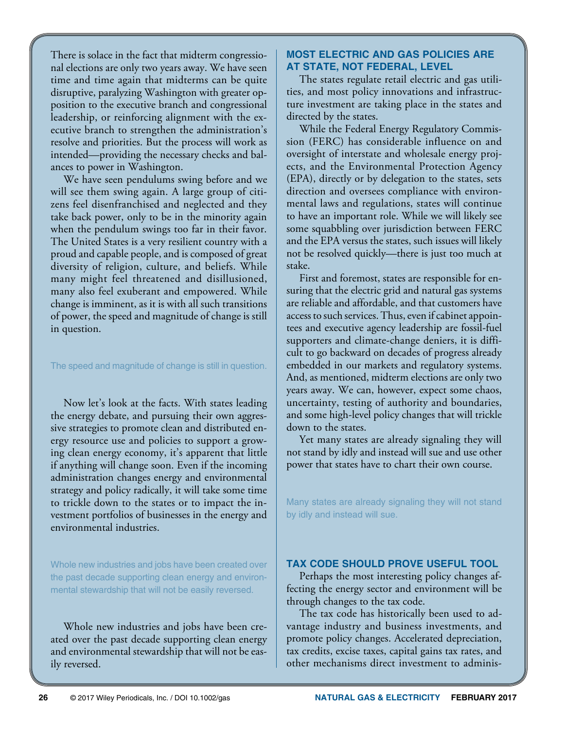There is solace in the fact that midterm congressional elections are only two years away. We have seen time and time again that midterms can be quite disruptive, paralyzing Washington with greater opposition to the executive branch and congressional leadership, or reinforcing alignment with the executive branch to strengthen the administration's resolve and priorities. But the process will work as intended—providing the necessary checks and balances to power in Washington.

We have seen pendulums swing before and we will see them swing again. A large group of citizens feel disenfranchised and neglected and they take back power, only to be in the minority again when the pendulum swings too far in their favor. The United States is a very resilient country with a proud and capable people, and is composed of great diversity of religion, culture, and beliefs. While many might feel threatened and disillusioned, many also feel exuberant and empowered. While change is imminent, as it is with all such transitions of power, the speed and magnitude of change is still in question.

> The speed and magnitude of change is still in question.

Now let's look at the facts. With states leading the energy debate, and pursuing their own aggressive strategies to promote clean and distributed energy resource use and policies to support a growing clean energy economy, it's apparent that little if anything will change soon. Even if the incoming administration changes energy and environmental strategy and policy radically, it will take some time to trickle down to the states or to impact the investment portfolios of businesses in the energy and environmental industries.

> Whole new industries and jobs have been created over the past decade supporting clean energy and environmental stewardship that will not be easily reversed.

Whole new industries and jobs have been created over the past decade supporting clean energy and environmental stewardship that will not be easily reversed.

## MOST ELECTRIC AND GAS POLICIES ARE AT STATE, NOT FEDERAL, LEVEL

The states regulate retail electric and gas utilities, and most policy innovations and infrastructure investment are taking place in the states and directed by the states.

While the Federal Energy Regulatory Commission (FERC) has considerable influence on and oversight of interstate and wholesale energy projects, and the Environmental Protection Agency (EPA), directly or by delegation to the states, sets direction and oversees compliance with environmental laws and regulations, states will continue to have an important role. While we will likely see some squabbling over jurisdiction between FERC and the EPA versus the states, such issues will likely not be resolved quickly—there is just too much at stake.

First and foremost, states are responsible for ensuring that the electric grid and natural gas systems are reliable and affordable, and that customers have access to such services. Thus, even if cabinet appointees and executive agency leadership are fossil-fuel supporters and climate-change deniers, it is difficult to go backward on decades of progress already embedded in our markets and regulatory systems. And, as mentioned, midterm elections are only two years away. We can, however, expect some chaos, uncertainty, testing of authority and boundaries, and some high-level policy changes that will trickle down to the states.

Yet many states are already signaling they will not stand by idly and instead will sue and use other power that states have to chart their own course.

> Many states are already signaling they will not stand by idly and instead will sue.

## TAX CODE SHOULD PROVE USEFUL TOOL

Perhaps the most interesting policy changes affecting the energy sector and environment will be through changes to the tax code.

The tax code has historically been used to advantage industry and business investments, and promote policy changes. Accelerated depreciation, tax credits, excise taxes, capital gains tax rates, and other mechanisms direct investment to adminis-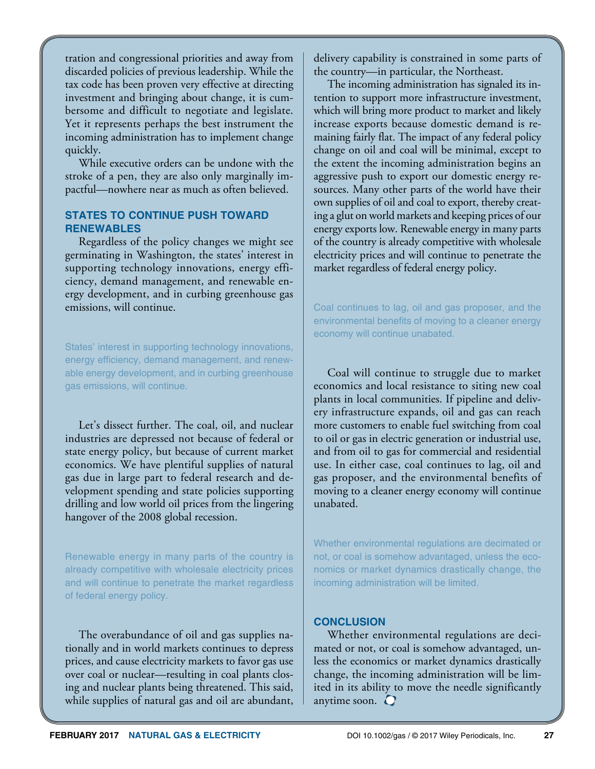tration and congressional priorities and away from discarded policies of previous leadership. While the tax code has been proven very effective at directing investment and bringing about change, it is cumbersome and difficult to negotiate and legislate. Yet it represents perhaps the best instrument the incoming administration has to implement change quickly.

While executive orders can be undone with the stroke of a pen, they are also only marginally impactful—nowhere near as much as often believed.

## STATES TO CONTINUE PUSH TOWARD RENEWABLES

Regardless of the policy changes we might see germinating in Washington, the states' interest in supporting technology innovations, energy efficiency, demand management, and renewable energy development, and in curbing greenhouse gas emissions, will continue.

> States' interest in supporting technology innovations, energy efficiency, demand management, and renewable energy development, and in curbing greenhouse gas emissions, will continue.

Let's dissect further. The coal, oil, and nuclear industries are depressed not because of federal or state energy policy, but because of current market economics. We have plentiful supplies of natural gas due in large part to federal research and development spending and state policies supporting drilling and low world oil prices from the lingering hangover of the 2008 global recession.

> Renewable energy in many parts of the country is already competitive with wholesale electricity prices and will continue to penetrate the market regardless of federal energy policy.

The overabundance of oil and gas supplies nationally and in world markets continues to depress prices, and cause electricity markets to favor gas use over coal or nuclear—resulting in coal plants closing and nuclear plants being threatened. This said, while supplies of natural gas and oil are abundant, delivery capability is constrained in some parts of the country—in particular, the Northeast.

The incoming administration has signaled its intention to support more infrastructure investment, which will bring more product to market and likely increase exports because domestic demand is remaining fairly flat. The impact of any federal policy change on oil and coal will be minimal, except to the extent the incoming administration begins an aggressive push to export our domestic energy resources. Many other parts of the world have their own supplies of oil and coal to export, thereby creating a glut on world markets and keeping prices of our energy exports low. Renewable energy in many parts of the country is already competitive with wholesale electricity prices and will continue to penetrate the market regardless of federal energy policy.

> Coal continues to lag, oil and gas proposer, and the environmental benefits of moving to a cleaner energy economy will continue unabated.

Coal will continue to struggle due to market economics and local resistance to siting new coal plants in local communities. If pipeline and delivery infrastructure expands, oil and gas can reach more customers to enable fuel switching from coal to oil or gas in electric generation or industrial use, and from oil to gas for commercial and residential use. In either case, coal continues to lag, oil and gas proposer, and the environmental benefits of moving to a cleaner energy economy will continue unabated.

> Whether environmental regulations are decimated or not, or coal is somehow advantaged, unless the economics or market dynamics drastically change, the incoming administration will be limited.

## CONCLUSION

Whether environmental regulations are decimated or not, or coal is somehow advantaged, unless the economics or market dynamics drastically change, the incoming administration will be limited in its ability to move the needle significantly anytime soon.